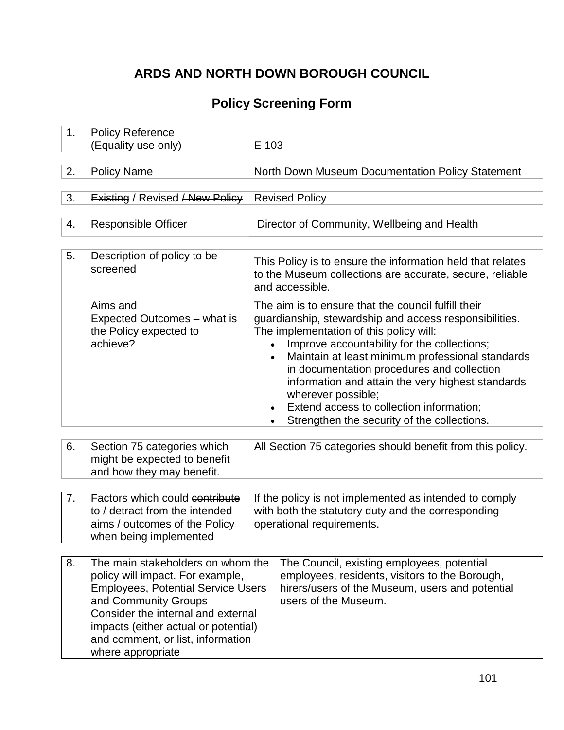# ARDS AND NORTH DOWN BOROUGH COUNCIL

## Policy Screening Form

| | | |
|---|---|---|
| 1. | Policy Reference (Equality use only) | E 103 |
| 2. | Policy Name | North Down Museum Documentation Policy Statement |
| 3. | ~~Existing~~ / Revised ~~/ New Policy~~ | Revised Policy |
| 4. | Responsible Officer | Director of Community, Wellbeing and Health |
| 5. | Description of policy to be screened | This Policy is to ensure the information held that relates to the Museum collections are accurate, secure, reliable and accessible. |
| | Aims and Expected Outcomes – what is the Policy expected to achieve? | The aim is to ensure that the council fulfill their guardianship, stewardship and access responsibilities. The implementation of this policy will:<br>• Improve accountability for the collections;<br>• Maintain at least minimum professional standards in documentation procedures and collection information and attain the very highest standards wherever possible;<br>• Extend access to collection information;<br>• Strengthen the security of the collections. |
| 6. | Section 75 categories which might be expected to benefit and how they may benefit. | All Section 75 categories should benefit from this policy. |
| 7. | Factors which could ~~contribute to~~ / detract from the intended aims / outcomes of the Policy when being implemented | If the policy is not implemented as intended to comply with both the statutory duty and the corresponding operational requirements. |
| 8. | The main stakeholders on whom the policy will impact. For example, Employees, Potential Service Users and Community Groups<br>Consider the internal and external impacts (either actual or potential) and comment, or list, information where appropriate | The Council, existing employees, potential employees, residents, visitors to the Borough, hirers/users of the Museum, users and potential users of the Museum. |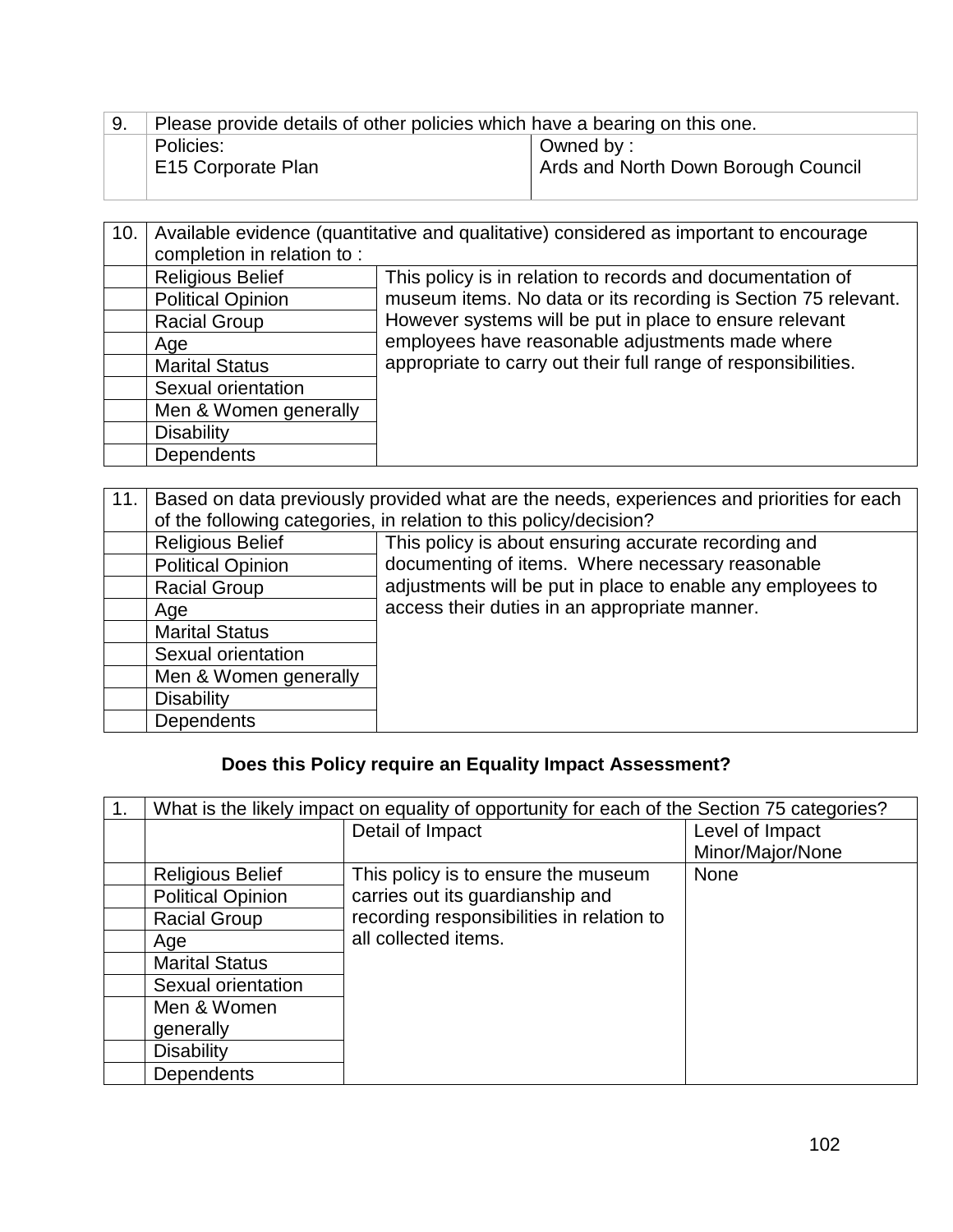| 9. | Please provide details of other policies which have a bearing on this one. | |
|---|---|---|
| | Policies:<br>E15 Corporate Plan | Owned by :<br>Ards and North Down Borough Council |

| 10. | Available evidence (quantitative and qualitative) considered as important to encourage completion in relation to : | |
|---|---|---|
| | Religious Belief | This policy is in relation to records and documentation of museum items. No data or its recording is Section 75 relevant. However systems will be put in place to ensure relevant employees have reasonable adjustments made where appropriate to carry out their full range of responsibilities. |
| | Political Opinion | |
| | Racial Group | |
| | Age | |
| | Marital Status | |
| | Sexual orientation | |
| | Men & Women generally | |
| | Disability | |
| | Dependents | |

| 11. | Based on data previously provided what are the needs, experiences and priorities for each of the following categories, in relation to this policy/decision? | |
|---|---|---|
| | Religious Belief | This policy is about ensuring accurate recording and documenting of items. Where necessary reasonable adjustments will be put in place to enable any employees to access their duties in an appropriate manner. |
| | Political Opinion | |
| | Racial Group | |
| | Age | |
| | Marital Status | |
| | Sexual orientation | |
| | Men & Women generally | |
| | Disability | |
| | Dependents | |

**Does this Policy require an Equality Impact Assessment?**

| 1. | What is the likely impact on equality of opportunity for each of the Section 75 categories? | | |
|---|---|---|---|
| | | Detail of Impact | Level of Impact Minor/Major/None |
| | Religious Belief | This policy is to ensure the museum carries out its guardianship and recording responsibilities in relation to all collected items. | None |
| | Political Opinion | | |
| | Racial Group | | |
| | Age | | |
| | Marital Status | | |
| | Sexual orientation | | |
| | Men & Women generally | | |
| | Disability | | |
| | Dependents | | |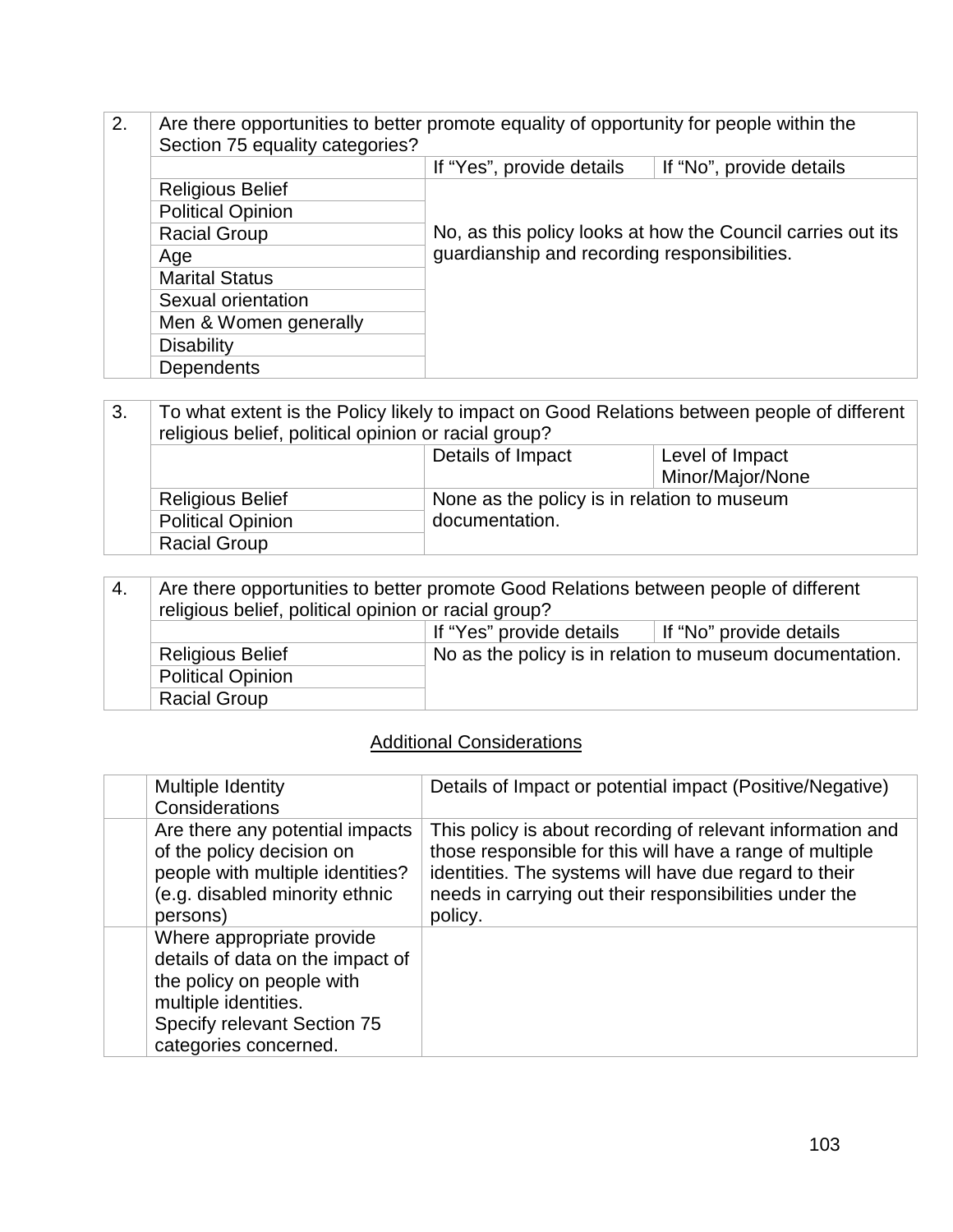| 2. | Are there opportunities to better promote equality of opportunity for people within the Section 75 equality categories? | | |
|---|---|---|---|
| | | If "Yes", provide details | If "No", provide details |
| | Religious Belief | No, as this policy looks at how the Council carries out its guardianship and recording responsibilities. | |
| | Political Opinion | | |
| | Racial Group | | |
| | Age | | |
| | Marital Status | | |
| | Sexual orientation | | |
| | Men & Women generally | | |
| | Disability | | |
| | Dependents | | |

| 3. | To what extent is the Policy likely to impact on Good Relations between people of different religious belief, political opinion or racial group? | | |
|---|---|---|---|
| | | Details of Impact | Level of Impact Minor/Major/None |
| | Religious Belief | None as the policy is in relation to museum documentation. | |
| | Political Opinion | | |
| | Racial Group | | |

| 4. | Are there opportunities to better promote Good Relations between people of different religious belief, political opinion or racial group? | | |
|---|---|---|---|
| | | If "Yes" provide details | If "No" provide details |
| | Religious Belief | No as the policy is in relation to museum documentation. | |
| | Political Opinion | | |
| | Racial Group | | |

## Additional Considerations

| | Multiple Identity Considerations | Details of Impact or potential impact (Positive/Negative) |
|---|---|---|
| | Are there any potential impacts of the policy decision on people with multiple identities? (e.g. disabled minority ethnic persons) | This policy is about recording of relevant information and those responsible for this will have a range of multiple identities. The systems will have due regard to their needs in carrying out their responsibilities under the policy. |
| | Where appropriate provide details of data on the impact of the policy on people with multiple identities. Specify relevant Section 75 categories concerned. | |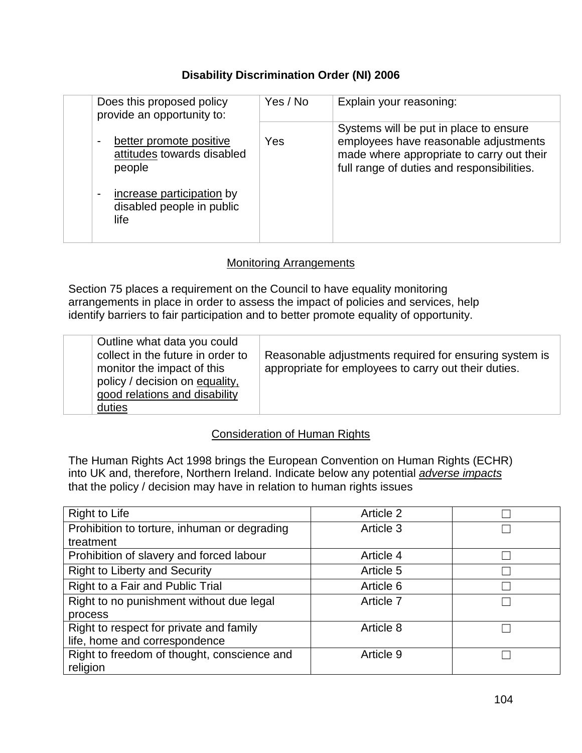## Disability Discrimination Order (NI) 2006

| | Does this proposed policy provide an opportunity to: | Yes / No | Explain your reasoning: |
|---|---|---|---|
| | - better promote positive attitudes towards disabled people<br>- increase participation by disabled people in public life | Yes | Systems will be put in place to ensure employees have reasonable adjustments made where appropriate to carry out their full range of duties and responsibilities. |

### Monitoring Arrangements

Section 75 places a requirement on the Council to have equality monitoring arrangements in place in order to assess the impact of policies and services, help identify barriers to fair participation and to better promote equality of opportunity.

| | Outline what data you could collect in the future in order to monitor the impact of this policy / decision on equality, good relations and disability duties | Reasonable adjustments required for ensuring system is appropriate for employees to carry out their duties. |
|---|---|---|

### Consideration of Human Rights

The Human Rights Act 1998 brings the European Convention on Human Rights (ECHR) into UK and, therefore, Northern Ireland. Indicate below any potential *adverse impacts* that the policy / decision may have in relation to human rights issues

| Right to Life | Article 2 | ☐ |
|---|---|---|
| Prohibition to torture, inhuman or degrading treatment | Article 3 | ☐ |
| Prohibition of slavery and forced labour | Article 4 | ☐ |
| Right to Liberty and Security | Article 5 | ☐ |
| Right to a Fair and Public Trial | Article 6 | ☐ |
| Right to no punishment without due legal process | Article 7 | ☐ |
| Right to respect for private and family life, home and correspondence | Article 8 | ☐ |
| Right to freedom of thought, conscience and religion | Article 9 | ☐ |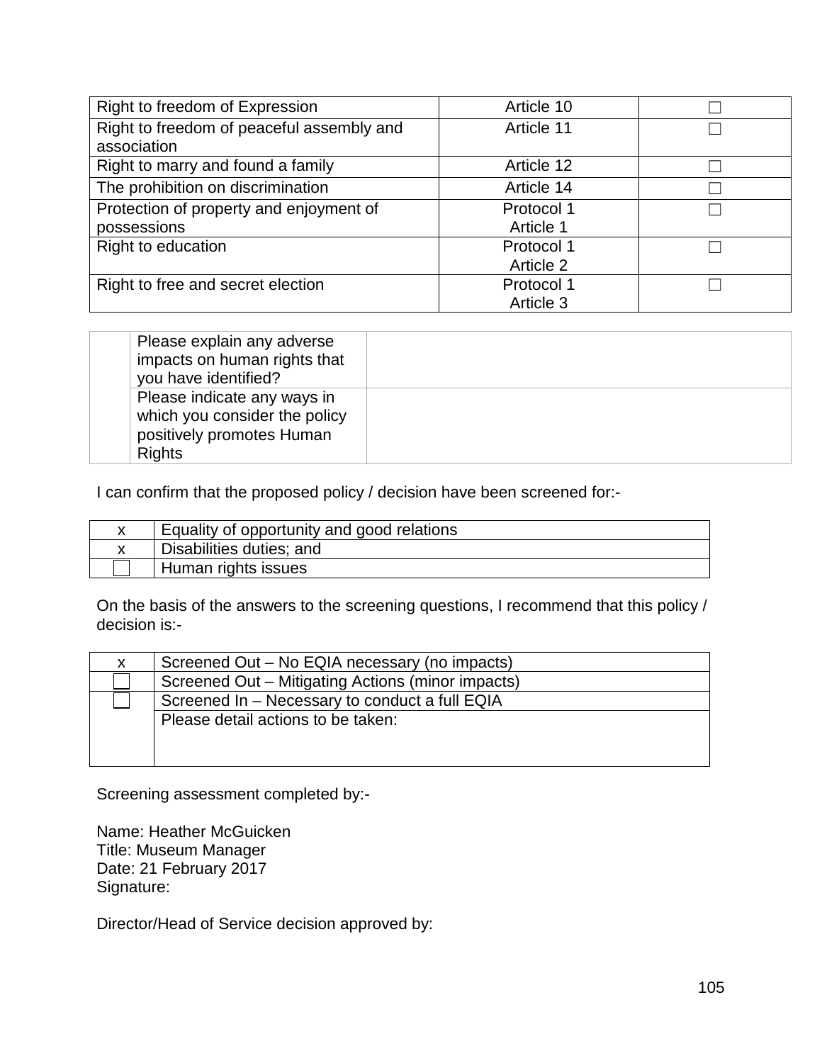| Right to freedom of Expression | Article 10 | ☐ |
|---|---|---|
| Right to freedom of peaceful assembly and association | Article 11 | ☐ |
| Right to marry and found a family | Article 12 | ☐ |
| The prohibition on discrimination | Article 14 | ☐ |
| Protection of property and enjoyment of possessions | Protocol 1 Article 1 | ☐ |
| Right to education | Protocol 1 Article 2 | ☐ |
| Right to free and secret election | Protocol 1 Article 3 | ☐ |

| | | |
|---|---|---|
| | Please explain any adverse impacts on human rights that you have identified? | |
| | Please indicate any ways in which you consider the policy positively promotes Human Rights | |

I can confirm that the proposed policy / decision have been screened for:-

| | |
|---|---|
| x | Equality of opportunity and good relations |
| x | Disabilities duties; and |
| ☐ | Human rights issues |

On the basis of the answers to the screening questions, I recommend that this policy / decision is:-

| | |
|---|---|
| x | Screened Out – No EQIA necessary (no impacts) |
| ☐ | Screened Out – Mitigating Actions (minor impacts) |
| ☐ | Screened In – Necessary to conduct a full EQIA |
| | Please detail actions to be taken: |

Screening assessment completed by:-

Name: Heather McGuicken
Title: Museum Manager
Date: 21 February 2017
Signature:

Director/Head of Service decision approved by: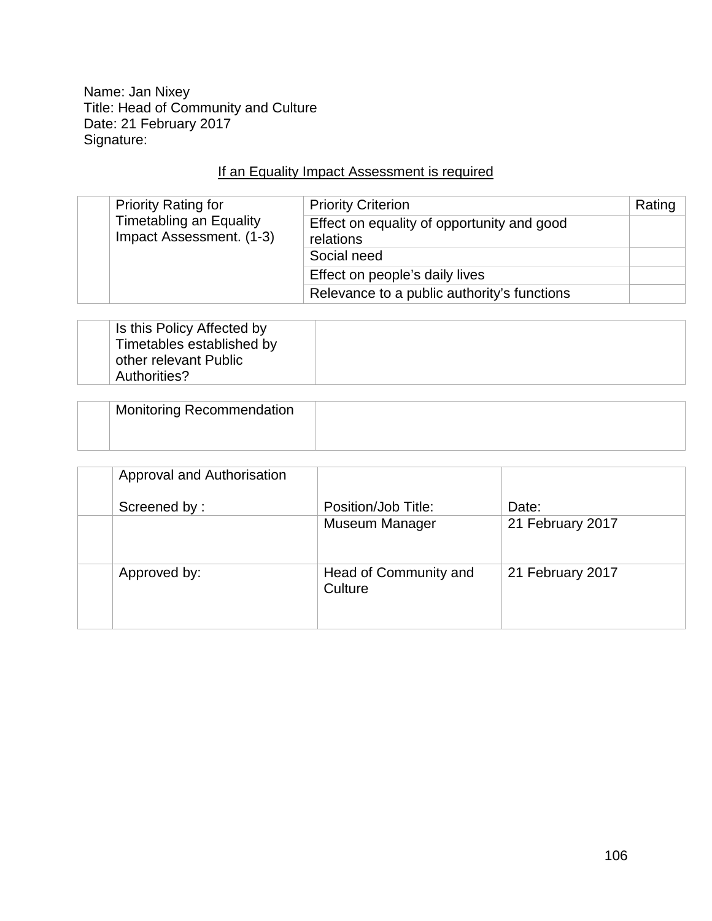Name: Jan Nixey
Title: Head of Community and Culture
Date: 21 February 2017
Signature:

<u>If an Equality Impact Assessment is required</u>

| | | | |
|---|---|---|---|
| | Priority Rating for Timetabling an Equality Impact Assessment. (1-3) | Priority Criterion | Rating |
| | | Effect on equality of opportunity and good relations | |
| | | Social need | |
| | | Effect on people's daily lives | |
| | | Relevance to a public authority's functions | |

| | | |
|---|---|---|
| | Is this Policy Affected by Timetables established by other relevant Public Authorities? | |

| | | |
|---|---|---|
| | Monitoring Recommendation | |

| | | | |
|---|---|---|---|
| | Approval and Authorisation<br><br>Screened by : | Position/Job Title: | Date: |
| | | Museum Manager | 21 February 2017 |
| | Approved by: | Head of Community and Culture | 21 February 2017 |